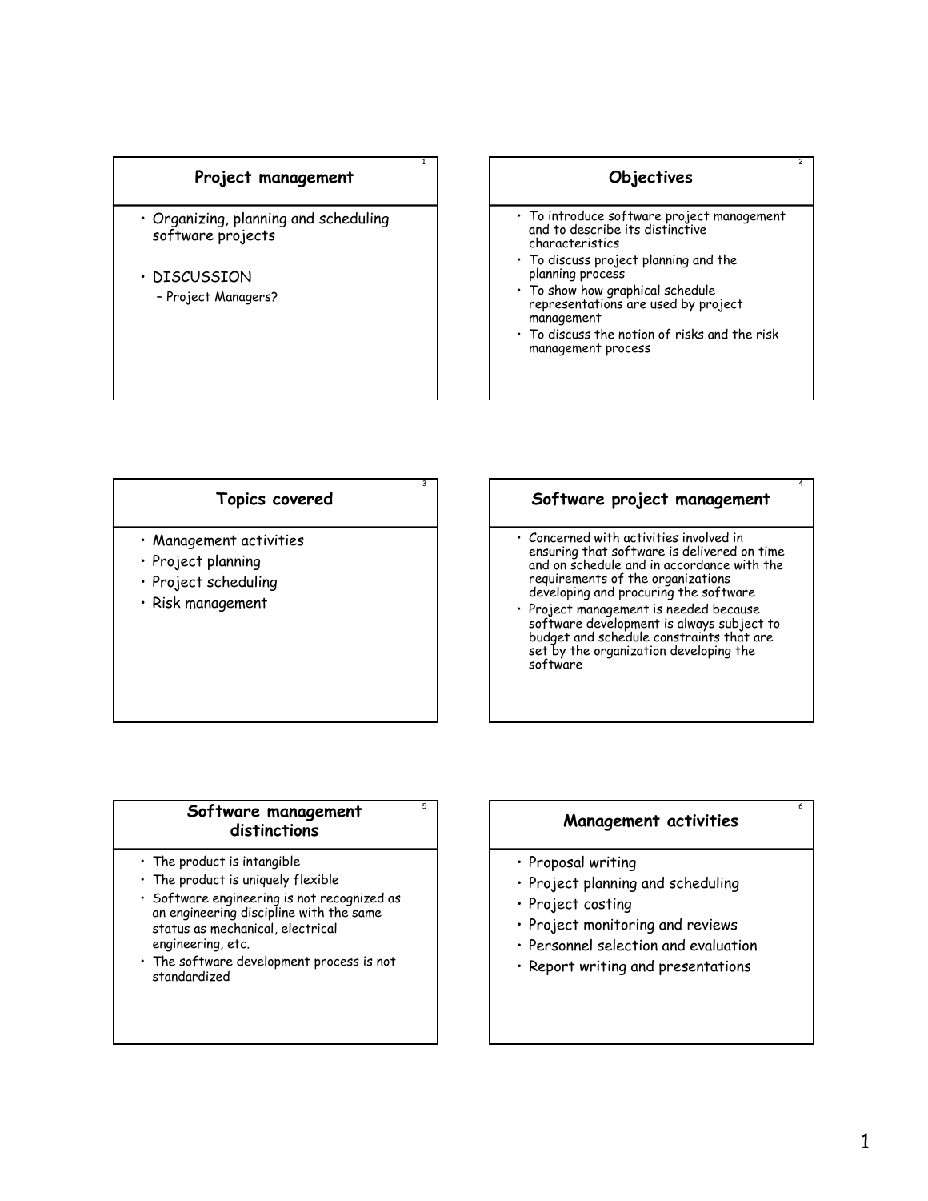## Project management

- Organizing, planning and scheduling software projects
- DISCUSSION
  - Project Managers?

## Objectives

- To introduce software project management and to describe its distinctive characteristics
- To discuss project planning and the planning process
- To show how graphical schedule representations are used by project management
- To discuss the notion of risks and the risk management process

## Topics covered

- Management activities
- Project planning
- Project scheduling
- Risk management

## Software project management

- Concerned with activities involved in ensuring that software is delivered on time and on schedule and in accordance with the requirements of the organizations developing and procuring the software
- Project management is needed because software development is always subject to budget and schedule constraints that are set by the organization developing the software

## Software management distinctions

- The product is intangible
- The product is uniquely flexible
- Software engineering is not recognized as an engineering discipline with the same status as mechanical, electrical engineering, etc.
- The software development process is not standardized

## Management activities

- Proposal writing
- Project planning and scheduling
- Project costing
- Project monitoring and reviews
- Personnel selection and evaluation
- Report writing and presentations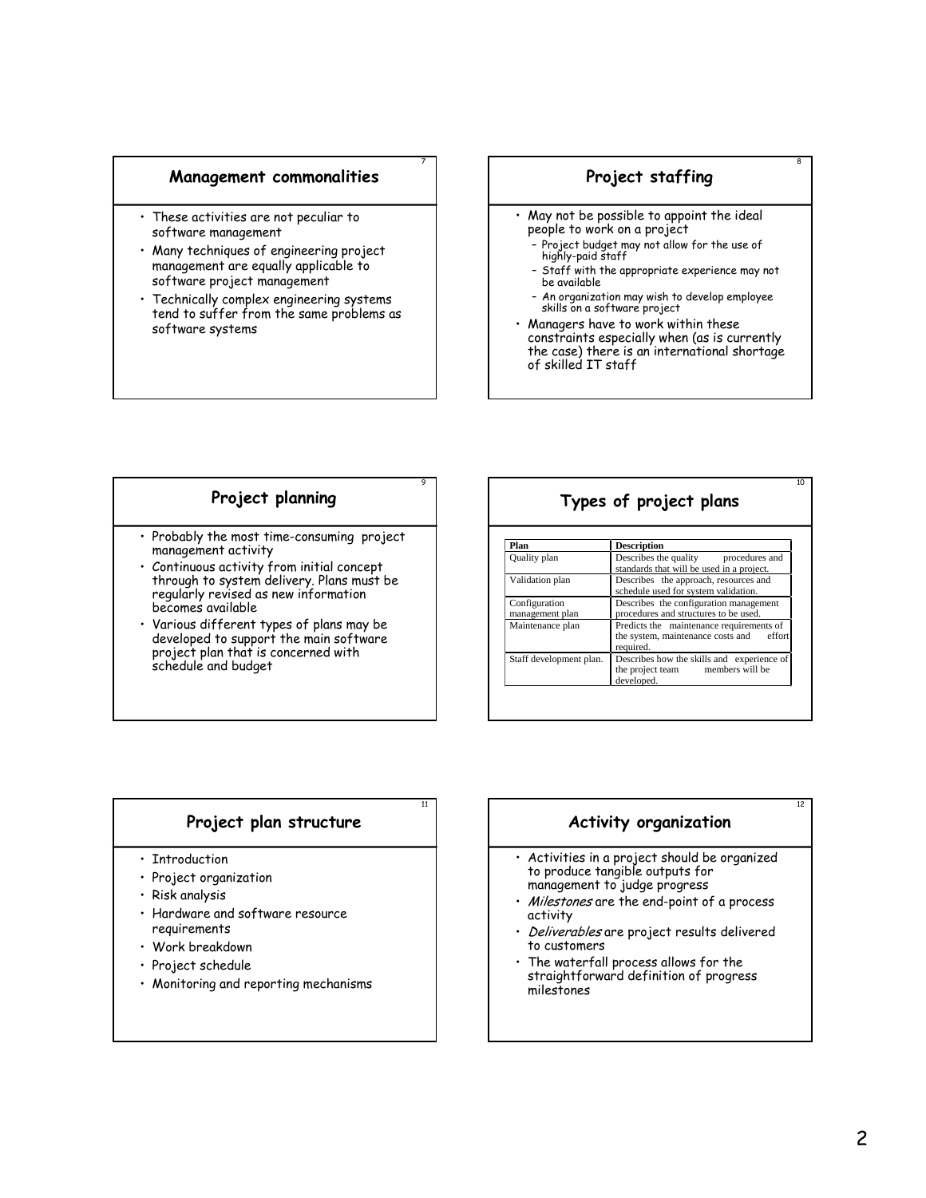## Management commonalities

- These activities are not peculiar to software management
- Many techniques of engineering project management are equally applicable to software project management
- Technically complex engineering systems tend to suffer from the same problems as software systems

## Project staffing

- May not be possible to appoint the ideal people to work on a project
  - Project budget may not allow for the use of highly-paid staff
  - Staff with the appropriate experience may not be available
  - An organization may wish to develop employee skills on a software project
- Managers have to work within these constraints especially when (as is currently the case) there is an international shortage of skilled IT staff

## Project planning

- Probably the most time-consuming project management activity
- Continuous activity from initial concept through to system delivery. Plans must be regularly revised as new information becomes available
- Various different types of plans may be developed to support the main software project plan that is concerned with schedule and budget

## Types of project plans

| Plan | Description |
|---|---|
| Quality plan | Describes the quality procedures and standards that will be used in a project. |
| Validation plan | Describes the approach, resources and schedule used for system validation. |
| Configuration management plan | Describes the configuration management procedures and structures to be used. |
| Maintenance plan | Predicts the maintenance requirements of the system, maintenance costs and effort required. |
| Staff development plan. | Describes how the skills and experience of the project team members will be developed. |

## Project plan structure

- Introduction
- Project organization
- Risk analysis
- Hardware and software resource requirements
- Work breakdown
- Project schedule
- Monitoring and reporting mechanisms

## Activity organization

- Activities in a project should be organized to produce tangible outputs for management to judge progress
- *Milestones* are the end-point of a process activity
- *Deliverables* are project results delivered to customers
- The waterfall process allows for the straightforward definition of progress milestones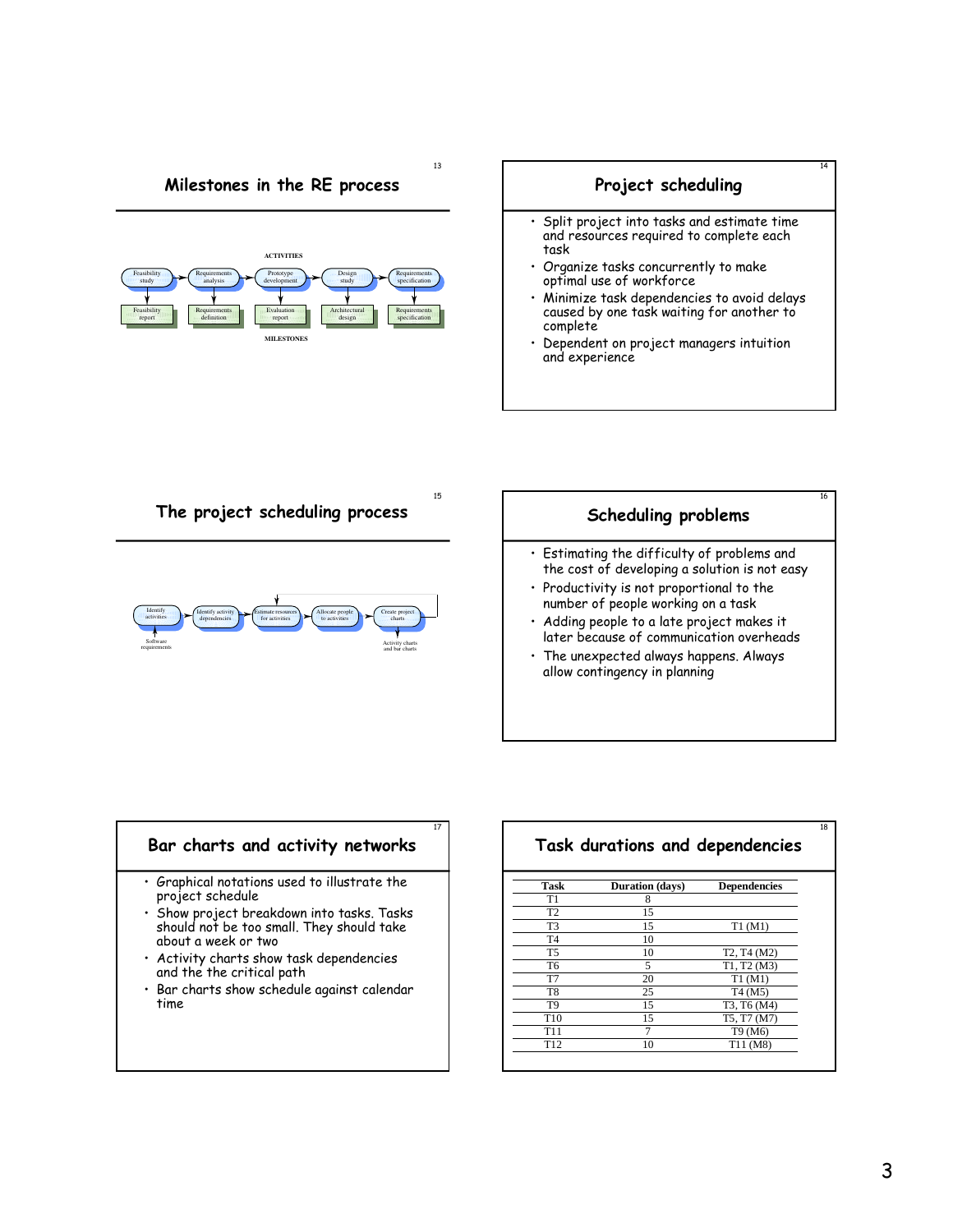## Milestones in the RE process

ACTIVITIES

Feasibility study → Requirements analysis → Prototype development → Design study → Requirements specification

Feasibility report | Requirements definition | Evaluation report | Architectural design | Requirements specification

MILESTONES

## Project scheduling

- Split project into tasks and estimate time and resources required to complete each task
- Organize tasks concurrently to make optimal use of workforce
- Minimize task dependencies to avoid delays caused by one task waiting for another to complete
- Dependent on project managers intuition and experience

## The project scheduling process

Software requirements → Identify activities → Identify activity dependencies → Estimate resources for activities → Allocate people to activities → Create project charts → Activity charts and bar charts

## Scheduling problems

- Estimating the difficulty of problems and the cost of developing a solution is not easy
- Productivity is not proportional to the number of people working on a task
- Adding people to a late project makes it later because of communication overheads
- The unexpected always happens. Always allow contingency in planning

## Bar charts and activity networks

- Graphical notations used to illustrate the project schedule
- Show project breakdown into tasks. Tasks should not be too small. They should take about a week or two
- Activity charts show task dependencies and the the critical path
- Bar charts show schedule against calendar time

## Task durations and dependencies

| Task | Duration (days) | Dependencies |
|---|---|---|
| T1 | 8 | |
| T2 | 15 | |
| T3 | 15 | T1 (M1) |
| T4 | 10 | |
| T5 | 10 | T2, T4 (M2) |
| T6 | 5 | T1, T2 (M3) |
| T7 | 20 | T1 (M1) |
| T8 | 25 | T4 (M5) |
| T9 | 15 | T3, T6 (M4) |
| T10 | 15 | T5, T7 (M7) |
| T11 | 7 | T9 (M6) |
| T12 | 10 | T11 (M8) |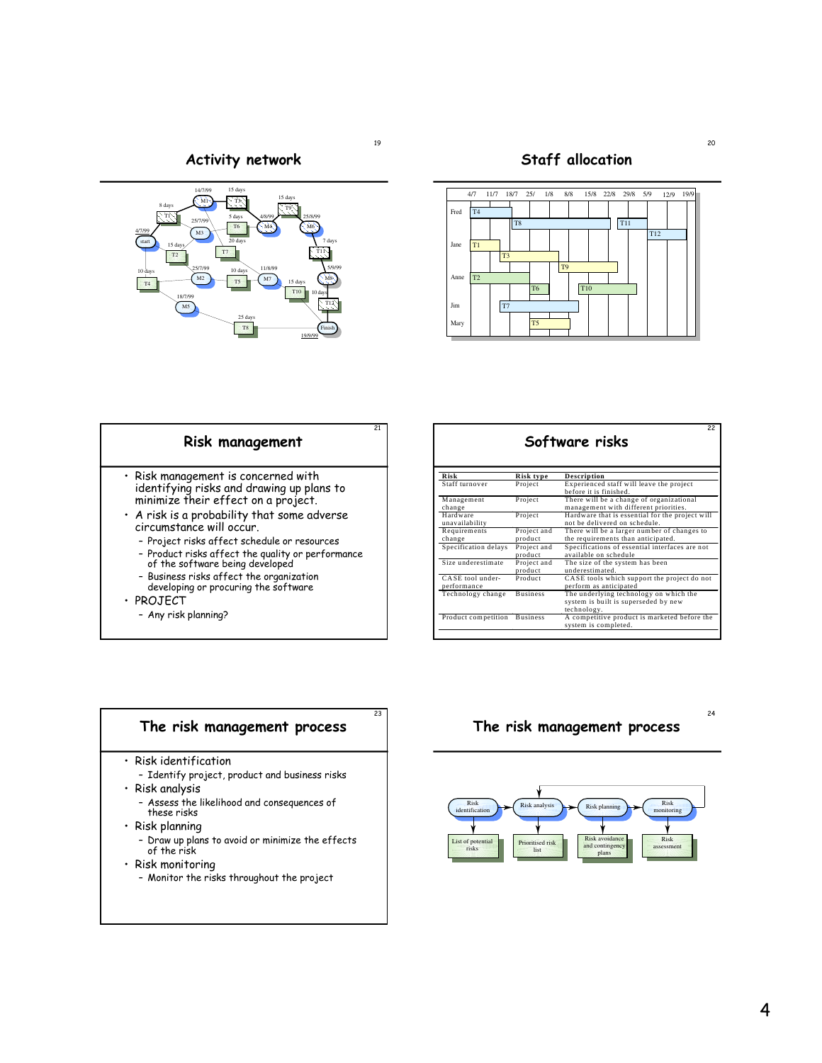## Activity network

14/7/99 | 15 days | 15 days | 8 days | M1 | T3 | T9 | T1 | 5 days | 4/8/99 | 25/8/99 | 25/7/99 | T6 | M4 | M6 | 4/7/99 | M3 | 20 days | 7 days | start | 15 days | T7 | T11 | T2 | 25/7/99 | 11/8/99 | 5/9/99 | 10 days | 10 days | M2 | T5 | M7 | 15 days | M8 | T4 | T10 | 10 days | 18/7/99 | T12 | M5 | 25 days | T8 | Finish | 19/9/99

## Staff allocation

| | 4/7 | 11/7 | 18/7 | 25/7 | 1/8 | 8/8 | 15/8 | 22/8 | 29/8 | 5/9 | 12/9 | 19/9 |
|---|---|---|---|---|---|---|---|---|---|---|---|---|
| Fred | T4 | | T8 | | | | | T11 | | T12 | | |
| Jane | T1 | | T3 | | | T9 | | | | | | |
| Anne | T2 | | | T6 | | T10 | | | | | | |
| Jim | | T7 | | | | | | | | | | |
| Mary | | | | T5 | | | | | | | | |

## Risk management

- Risk management is concerned with identifying risks and drawing up plans to minimize their effect on a project.
- A risk is a probability that some adverse circumstance will occur.
  - Project risks affect schedule or resources
  - Product risks affect the quality or performance of the software being developed
  - Business risks affect the organization developing or procuring the software
- PROJECT
  - Any risk planning?

## Software risks

| Risk | Risk type | Description |
|---|---|---|
| Staff turnover | Project | Experienced staff will leave the project before it is finished. |
| Management change | Project | There will be a change of organizational management with different priorities. |
| Hardware unavailability | Project | Hardware that is essential for the project will not be delivered on schedule. |
| Requirements change | Project and product | There will be a larger number of changes to the requirements than anticipated. |
| Specification delays | Project and product | Specifications of essential interfaces are not available on schedule |
| Size underestimate | Project and product | The size of the system has been underestimated. |
| CASE tool under-performance | Product | CASE tools which support the project do not perform as anticipated |
| Technology change | Business | The underlying technology on which the system is built is superseded by new technology. |
| Product competition | Business | A competitive product is marketed before the system is completed. |

## The risk management process

- Risk identification
  - Identify project, product and business risks
- Risk analysis
  - Assess the likelihood and consequences of these risks
- Risk planning
  - Draw up plans to avoid or minimize the effects of the risk
- Risk monitoring
  - Monitor the risks throughout the project

## The risk management process

Risk identification → Risk analysis → Risk planning → Risk monitoring

Risk identification: List of potential risks | Risk analysis: Prioritised risk list | Risk planning: Risk avoidance and contingency plans | Risk monitoring: Risk assessment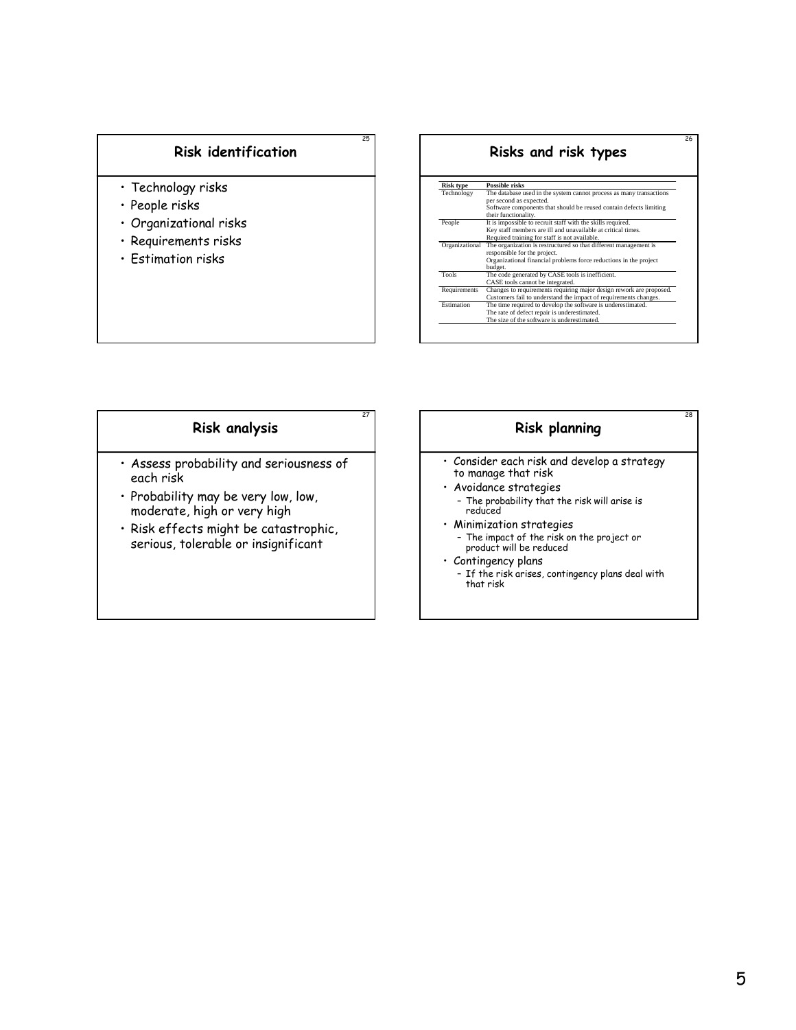## Risk identification

- Technology risks
- People risks
- Organizational risks
- Requirements risks
- Estimation risks

## Risks and risk types

| Risk type | Possible risks |
|---|---|
| Technology | The database used in the system cannot process as many transactions per second as expected. Software components that should be reused contain defects limiting their functionality. |
| People | It is impossible to recruit staff with the skills required. Key staff members are ill and unavailable at critical times. Required training for staff is not available. |
| Organizational | The organization is restructured so that different management is responsible for the project. Organizational financial problems force reductions in the project budget. |
| Tools | The code generated by CASE tools is inefficient. CASE tools cannot be integrated. |
| Requirements | Changes to requirements requiring major design rework are proposed. Customers fail to understand the impact of requirements changes. |
| Estimation | The time required to develop the software is underestimated. The rate of defect repair is underestimated. The size of the software is underestimated. |

## Risk analysis

- Assess probability and seriousness of each risk
- Probability may be very low, low, moderate, high or very high
- Risk effects might be catastrophic, serious, tolerable or insignificant

## Risk planning

- Consider each risk and develop a strategy to manage that risk
- Avoidance strategies
  - The probability that the risk will arise is reduced
- Minimization strategies
  - The impact of the risk on the project or product will be reduced
- Contingency plans
  - If the risk arises, contingency plans deal with that risk